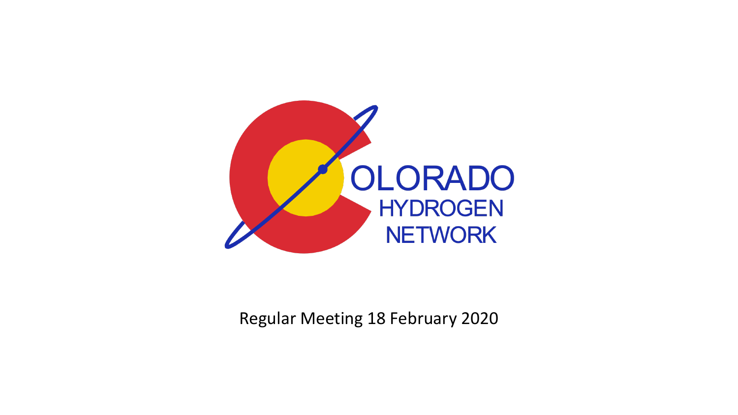# COLORADO HYDROGEN NETWORK

Regular Meeting 18 February 2020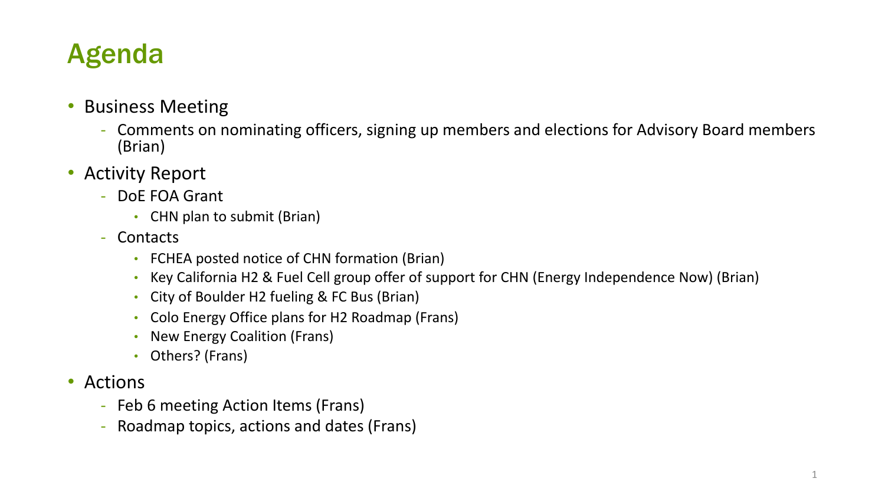# Agenda

- Business Meeting
  - Comments on nominating officers, signing up members and elections for Advisory Board members (Brian)
- Activity Report
  - DoE FOA Grant
    - CHN plan to submit (Brian)
  - Contacts
    - FCHEA posted notice of CHN formation (Brian)
    - Key California H2 & Fuel Cell group offer of support for CHN (Energy Independence Now) (Brian)
    - City of Boulder H2 fueling & FC Bus (Brian)
    - Colo Energy Office plans for H2 Roadmap (Frans)
    - New Energy Coalition (Frans)
    - Others? (Frans)
- Actions
  - Feb 6 meeting Action Items (Frans)
  - Roadmap topics, actions and dates (Frans)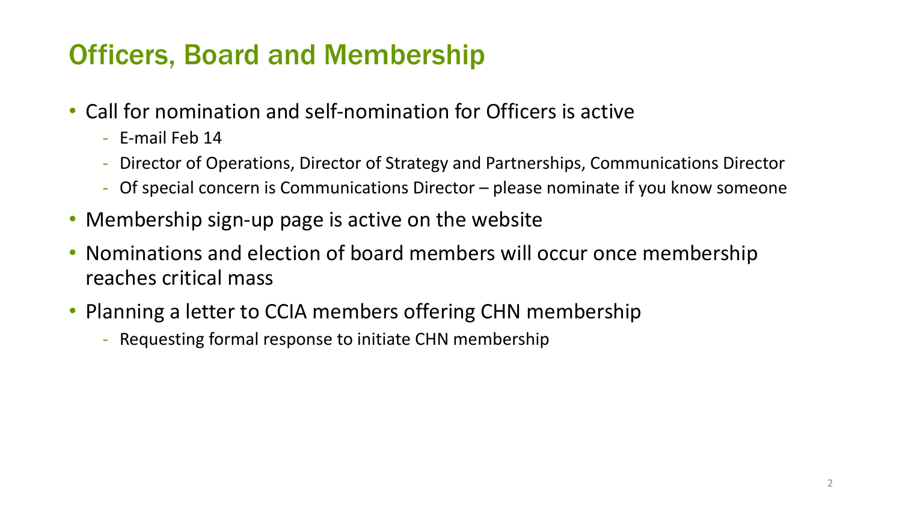# Officers, Board and Membership

- Call for nomination and self-nomination for Officers is active
  - E-mail Feb 14
  - Director of Operations, Director of Strategy and Partnerships, Communications Director
  - Of special concern is Communications Director – please nominate if you know someone
- Membership sign-up page is active on the website
- Nominations and election of board members will occur once membership reaches critical mass
- Planning a letter to CCIA members offering CHN membership
  - Requesting formal response to initiate CHN membership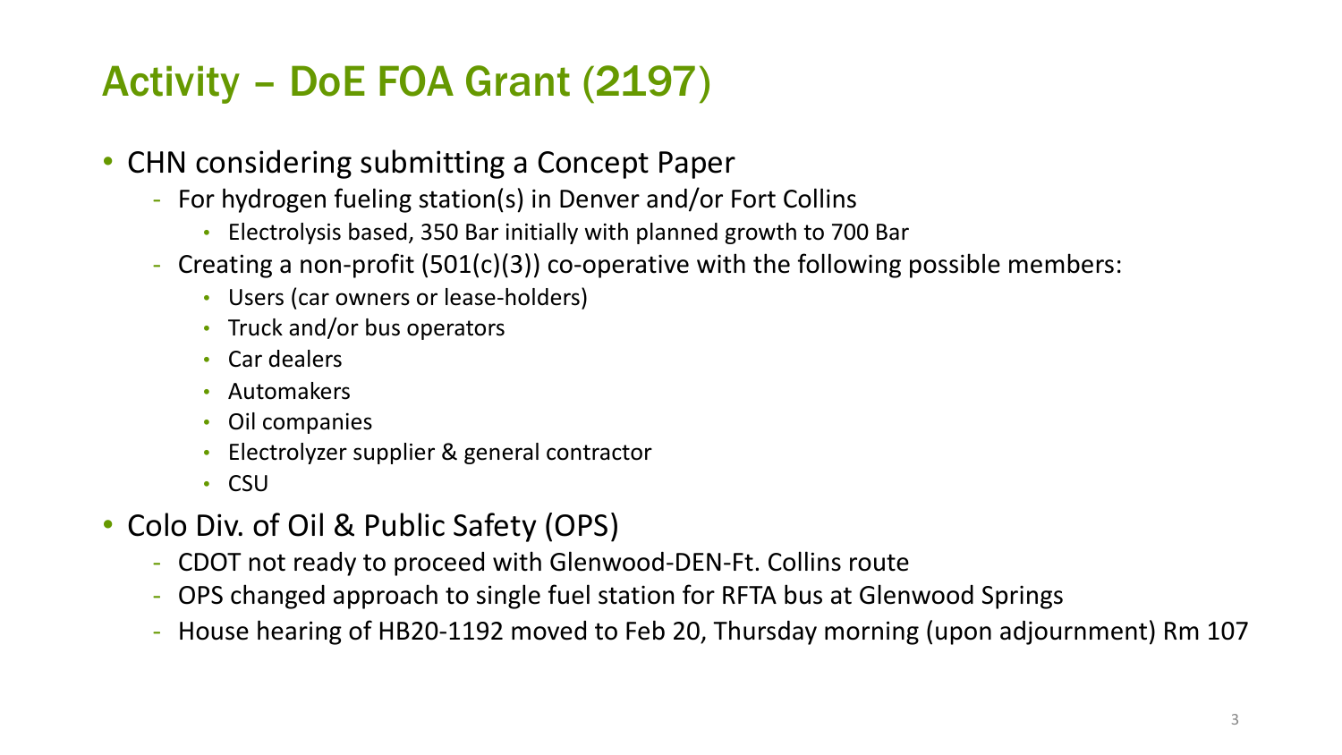# Activity – DoE FOA Grant (2197)

- CHN considering submitting a Concept Paper
  - For hydrogen fueling station(s) in Denver and/or Fort Collins
    - Electrolysis based, 350 Bar initially with planned growth to 700 Bar
  - Creating a non-profit (501(c)(3)) co-operative with the following possible members:
    - Users (car owners or lease-holders)
    - Truck and/or bus operators
    - Car dealers
    - Automakers
    - Oil companies
    - Electrolyzer supplier & general contractor
    - CSU
- Colo Div. of Oil & Public Safety (OPS)
  - CDOT not ready to proceed with Glenwood-DEN-Ft. Collins route
  - OPS changed approach to single fuel station for RFTA bus at Glenwood Springs
  - House hearing of HB20-1192 moved to Feb 20, Thursday morning (upon adjournment) Rm 107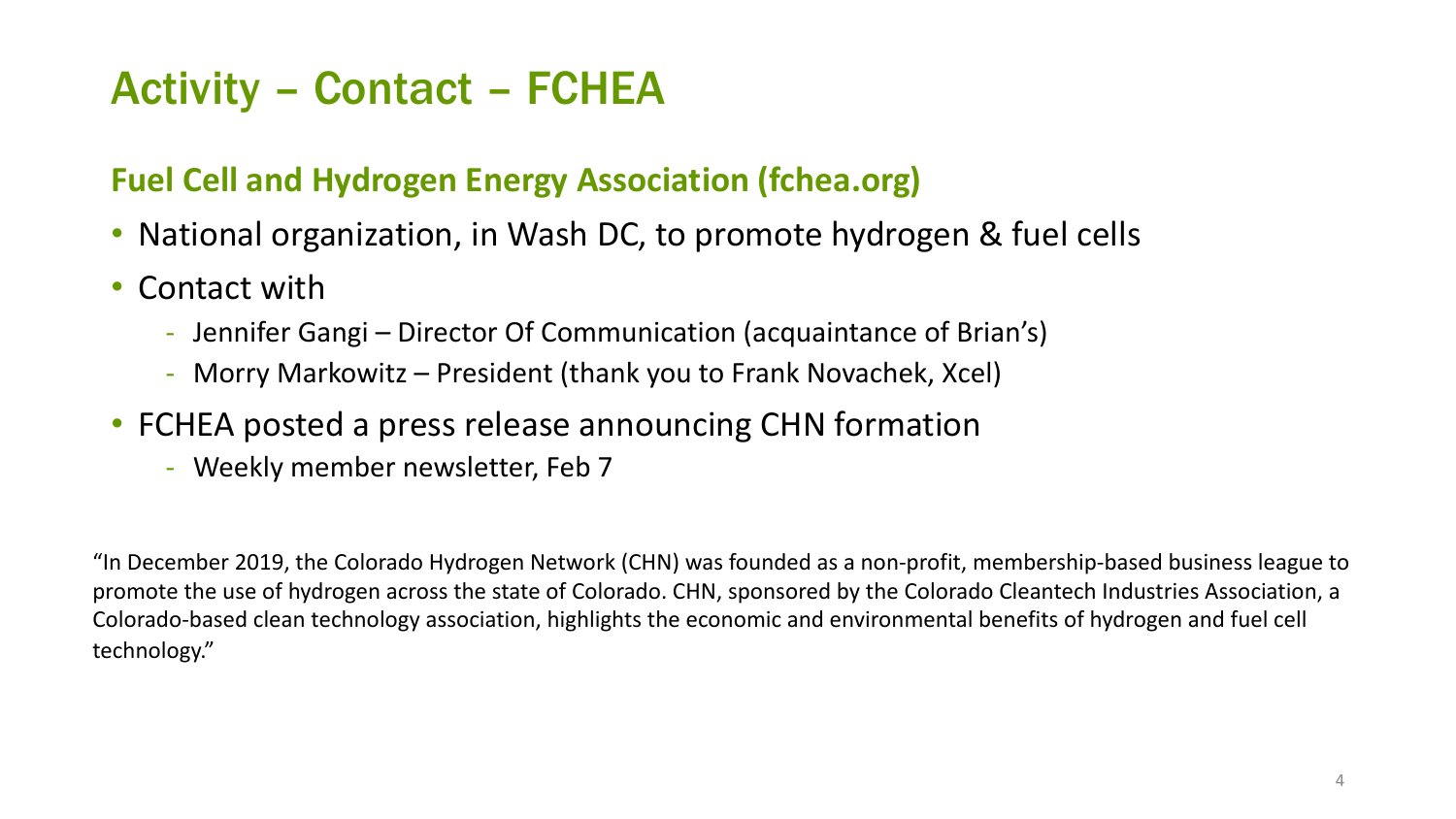# Activity – Contact – FCHEA

**Fuel Cell and Hydrogen Energy Association (fchea.org)**

- National organization, in Wash DC, to promote hydrogen & fuel cells
- Contact with
  - Jennifer Gangi – Director Of Communication (acquaintance of Brian's)
  - Morry Markowitz – President (thank you to Frank Novachek, Xcel)
- FCHEA posted a press release announcing CHN formation
  - Weekly member newsletter, Feb 7

"In December 2019, the Colorado Hydrogen Network (CHN) was founded as a non-profit, membership-based business league to promote the use of hydrogen across the state of Colorado. CHN, sponsored by the Colorado Cleantech Industries Association, a Colorado-based clean technology association, highlights the economic and environmental benefits of hydrogen and fuel cell technology."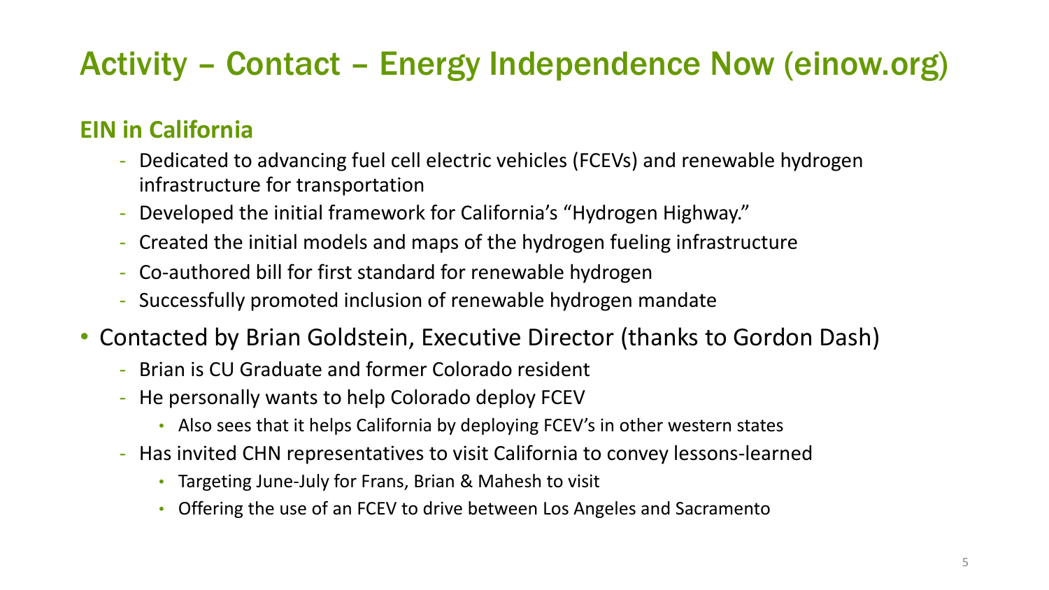# Activity – Contact – Energy Independence Now (einow.org)

## EIN in California

- Dedicated to advancing fuel cell electric vehicles (FCEVs) and renewable hydrogen infrastructure for transportation
- Developed the initial framework for California's "Hydrogen Highway."
- Created the initial models and maps of the hydrogen fueling infrastructure
- Co-authored bill for first standard for renewable hydrogen
- Successfully promoted inclusion of renewable hydrogen mandate

- Contacted by Brian Goldstein, Executive Director (thanks to Gordon Dash)
  - Brian is CU Graduate and former Colorado resident
  - He personally wants to help Colorado deploy FCEV
    - Also sees that it helps California by deploying FCEV's in other western states
  - Has invited CHN representatives to visit California to convey lessons-learned
    - Targeting June-July for Frans, Brian & Mahesh to visit
    - Offering the use of an FCEV to drive between Los Angeles and Sacramento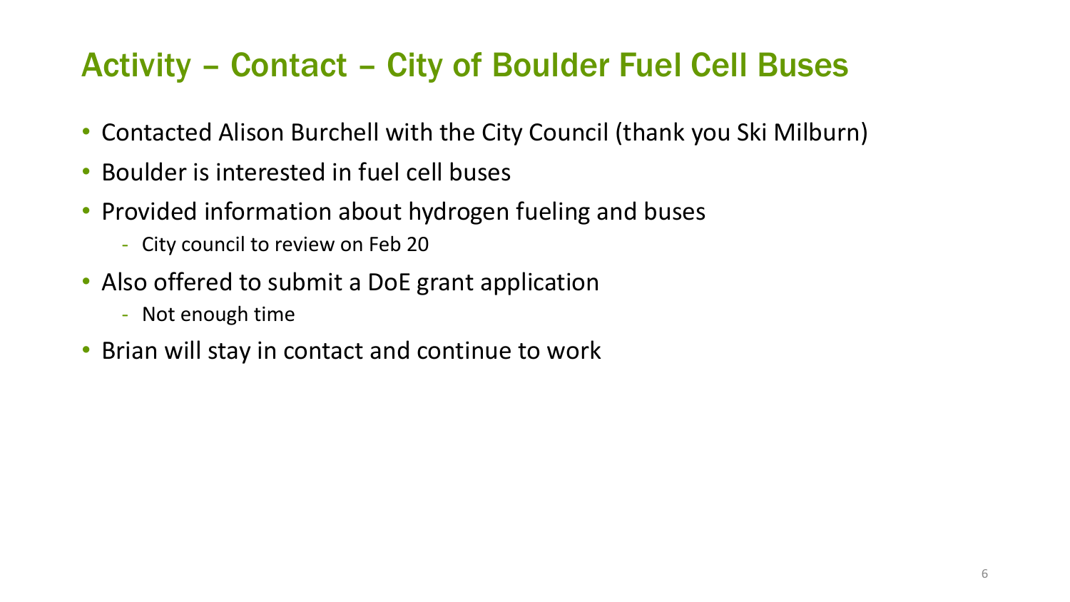# Activity – Contact – City of Boulder Fuel Cell Buses

- Contacted Alison Burchell with the City Council (thank you Ski Milburn)
- Boulder is interested in fuel cell buses
- Provided information about hydrogen fueling and buses
  - City council to review on Feb 20
- Also offered to submit a DoE grant application
  - Not enough time
- Brian will stay in contact and continue to work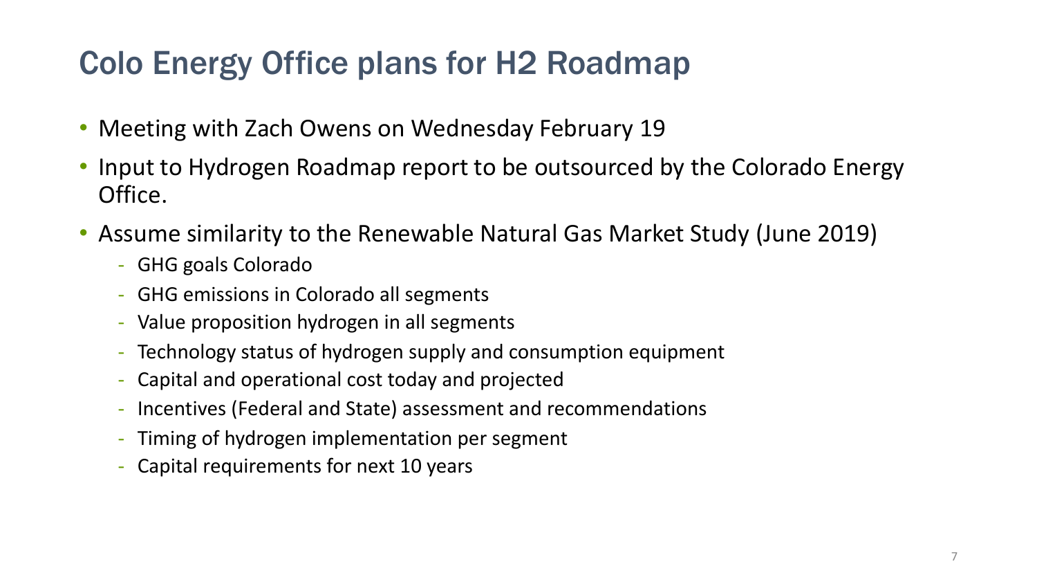# Colo Energy Office plans for H2 Roadmap

- Meeting with Zach Owens on Wednesday February 19
- Input to Hydrogen Roadmap report to be outsourced by the Colorado Energy Office.
- Assume similarity to the Renewable Natural Gas Market Study (June 2019)
  - GHG goals Colorado
  - GHG emissions in Colorado all segments
  - Value proposition hydrogen in all segments
  - Technology status of hydrogen supply and consumption equipment
  - Capital and operational cost today and projected
  - Incentives (Federal and State) assessment and recommendations
  - Timing of hydrogen implementation per segment
  - Capital requirements for next 10 years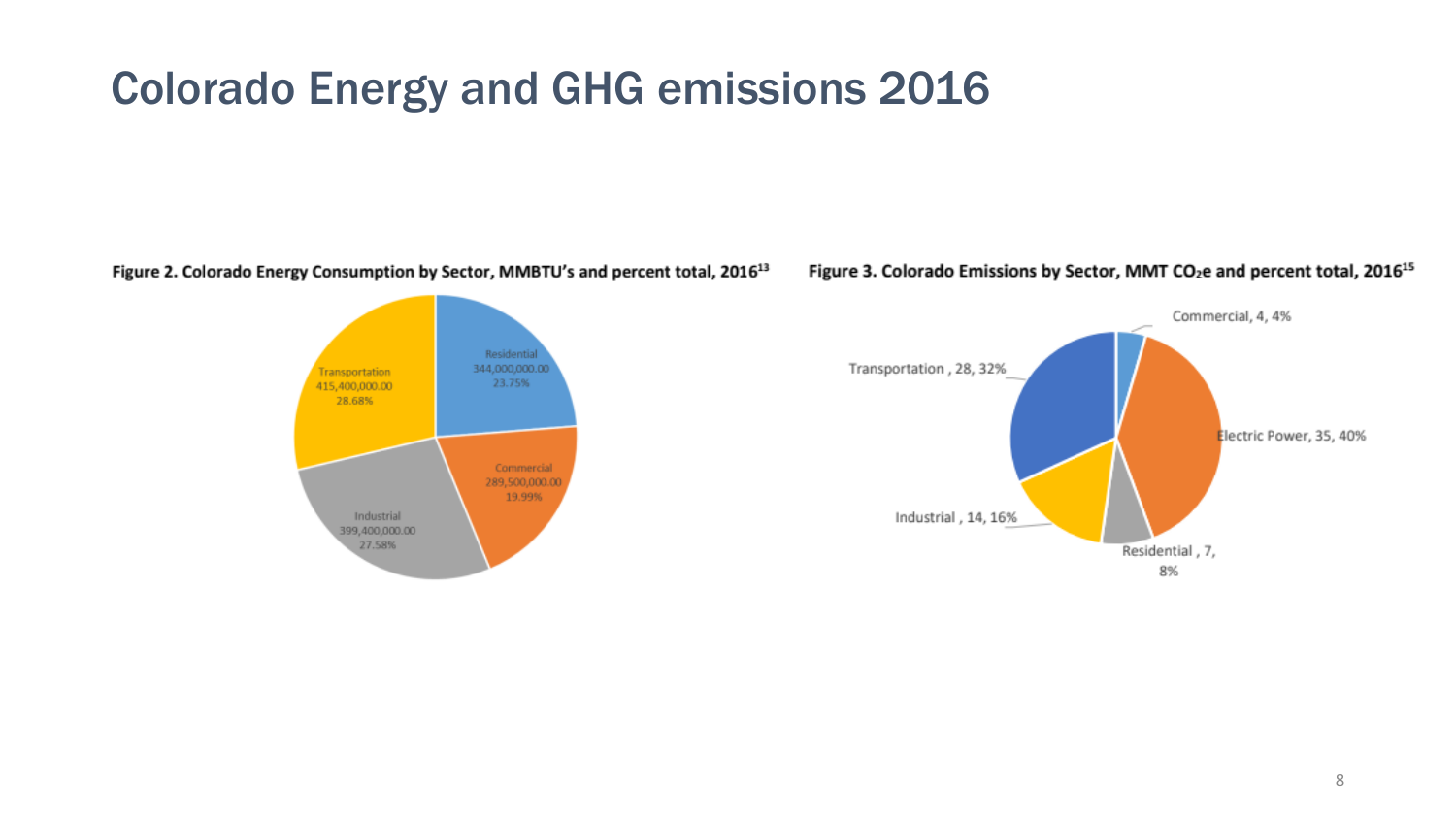# Colorado Energy and GHG emissions 2016

**Figure 2. Colorado Energy Consumption by Sector, MMBTU's and percent total, 2016[13]**

| Sector | MMBTU's | Percent total |
| --- | --- | --- |
| Residential | 344,000,000.00 | 23.75% |
| Commercial | 289,500,000.00 | 19.99% |
| Industrial | 399,400,000.00 | 27.58% |
| Transportation | 415,400,000.00 | 28.68% |

**Figure 3. Colorado Emissions by Sector, MMT $CO_2e$ and percent total, 2016[15]**

| Sector | MMT $CO_2e$ | Percent total |
| --- | --- | --- |
| Commercial | 4 | 4% |
| Electric Power | 35 | 40% |
| Residential | 7 | 8% |
| Industrial | 14 | 16% |
| Transportation | 28 | 32% |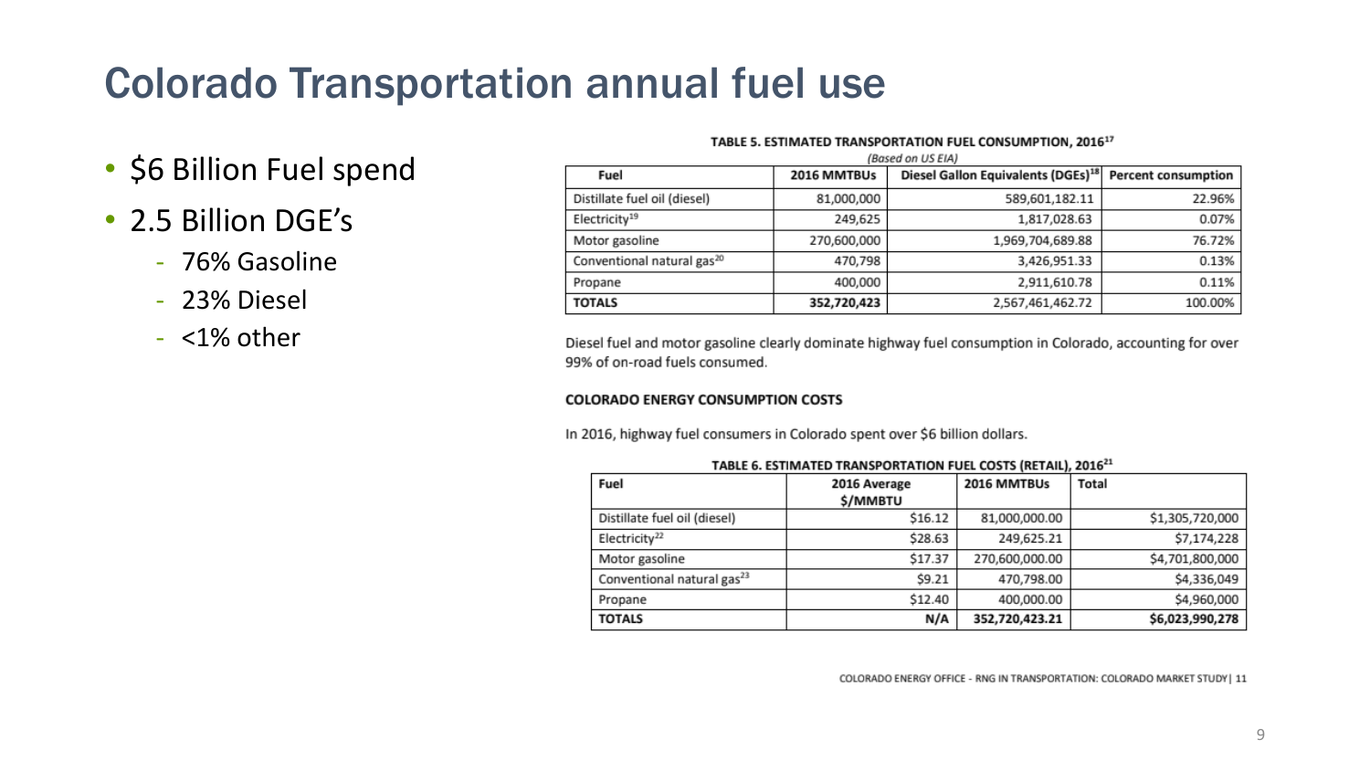# Colorado Transportation annual fuel use

- $6 Billion Fuel spend
- 2.5 Billion DGE's
  - 76% Gasoline
  - 23% Diesel
  - <1% other

**TABLE 5. ESTIMATED TRANSPORTATION FUEL CONSUMPTION, 2016[17]**

*(Based on US EIA)*

| Fuel | 2016 MMTBUs | Diesel Gallon Equivalents (DGEs)[18] | Percent consumption |
|---|---|---|---|
| Distillate fuel oil (diesel) | 81,000,000 | 589,601,182.11 | 22.96% |
| Electricity[19] | 249,625 | 1,817,028.63 | 0.07% |
| Motor gasoline | 270,600,000 | 1,969,704,689.88 | 76.72% |
| Conventional natural gas[20] | 470,798 | 3,426,951.33 | 0.13% |
| Propane | 400,000 | 2,911,610.78 | 0.11% |
| **TOTALS** | **352,720,423** | 2,567,461,462.72 | 100.00% |

Diesel fuel and motor gasoline clearly dominate highway fuel consumption in Colorado, accounting for over 99% of on-road fuels consumed.

**COLORADO ENERGY CONSUMPTION COSTS**

In 2016, highway fuel consumers in Colorado spent over $6 billion dollars.

**TABLE 6. ESTIMATED TRANSPORTATION FUEL COSTS (RETAIL), 2016[21]**

| Fuel | 2016 Average $/MMBTU | 2016 MMTBUs | Total |
|---|---|---|---|
| Distillate fuel oil (diesel) | $16.12 | 81,000,000.00 | $1,305,720,000 |
| Electricity[22] | $28.63 | 249,625.21 | $7,174,228 |
| Motor gasoline | $17.37 | 270,600,000.00 | $4,701,800,000 |
| Conventional natural gas[23] | $9.21 | 470,798.00 | $4,336,049 |
| Propane | $12.40 | 400,000.00 | $4,960,000 |
| **TOTALS** | **N/A** | **352,720,423.21** | **$6,023,990,278** |

COLORADO ENERGY OFFICE - RNG IN TRANSPORTATION: COLORADO MARKET STUDY| 11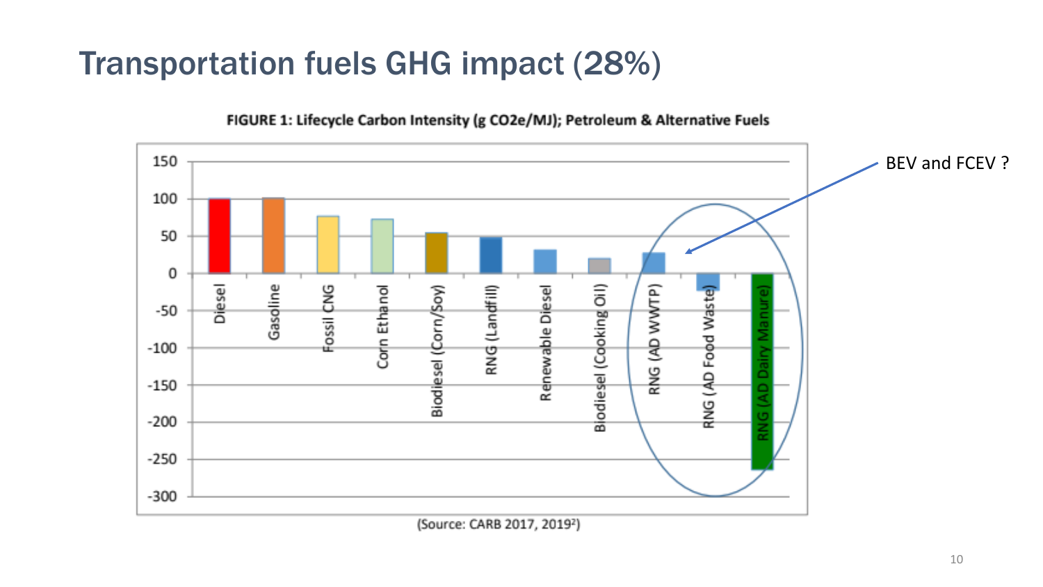# Transportation fuels GHG impact (28%)

**FIGURE 1: Lifecycle Carbon Intensity (g CO2e/MJ); Petroleum & Alternative Fuels**

| Fuel | Carbon Intensity (g CO2e/MJ) |
|---|---|
| Diesel | ~100 |
| Gasoline | ~101 |
| Fossil CNG | ~77 |
| Corn Ethanol | ~73 |
| Biodiesel (Corn/Soy) | ~55 |
| RNG (Landfill) | ~48 |
| Renewable Diesel | ~32 |
| Biodiesel (Cooking Oil) | ~20 |
| RNG (AD WWTP) | ~28 |
| RNG (AD Food Waste) | ~-23 |
| RNG (AD Dairy Manure) | ~-265 |

(Source: CARB 2017, 2019[2])

BEV and FCEV ?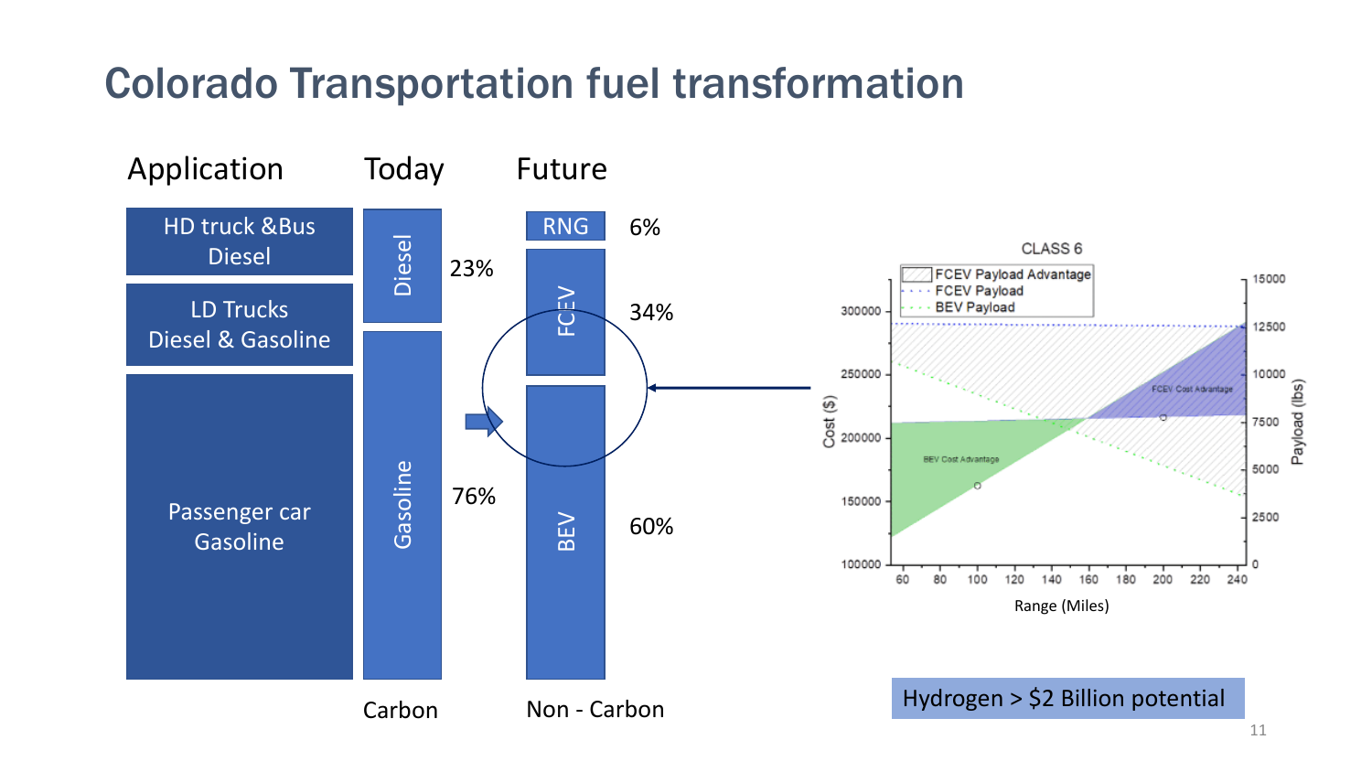# Colorado Transportation fuel transformation

| Application | Today | | Future | |
|---|---|---|---|---|
| HD truck &Bus Diesel | Diesel | 23% | RNG | 6% |
| LD Trucks Diesel & Gasoline | Gasoline | 76% | FCEV | 34% |
| Passenger car Gasoline | | | BEV | 60% |
| | Carbon | | Non - Carbon | |

CLASS 6

- FCEV Payload Advantage
- FCEV Payload
- BEV Payload

FCEV Cost Advantage

BEV Cost Advantage

Cost ($) — Range (Miles) — Payload (lbs)

Hydrogen > $2 Billion potential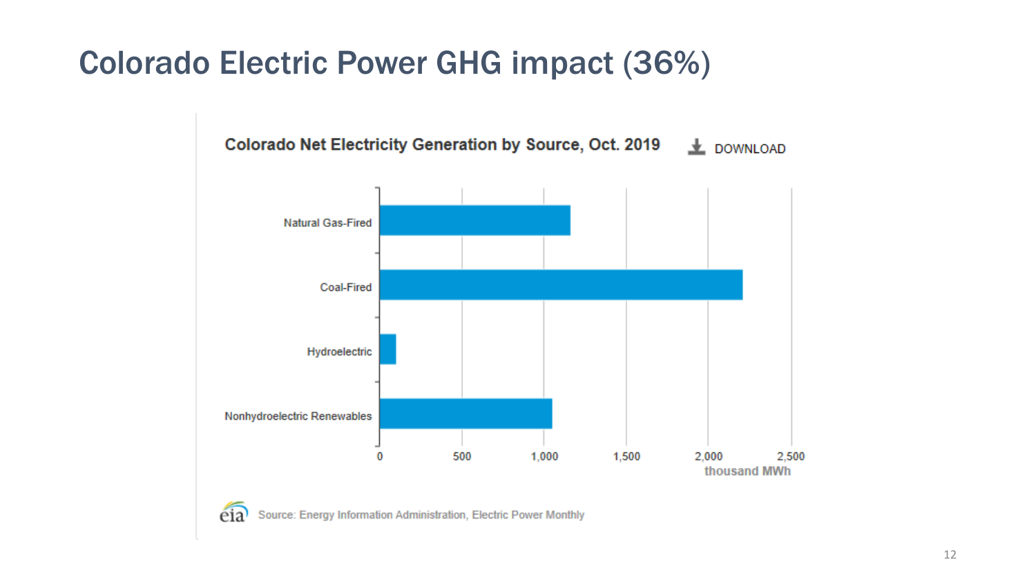# Colorado Electric Power GHG impact (36%)

**Colorado Net Electricity Generation by Source, Oct. 2019**

DOWNLOAD

Natural Gas-Fired

Coal-Fired

Hydroelectric

Nonhydroelectric Renewables

0 500 1,000 1,500 2,000 2,500

thousand MWh

eia Source: Energy Information Administration, Electric Power Monthly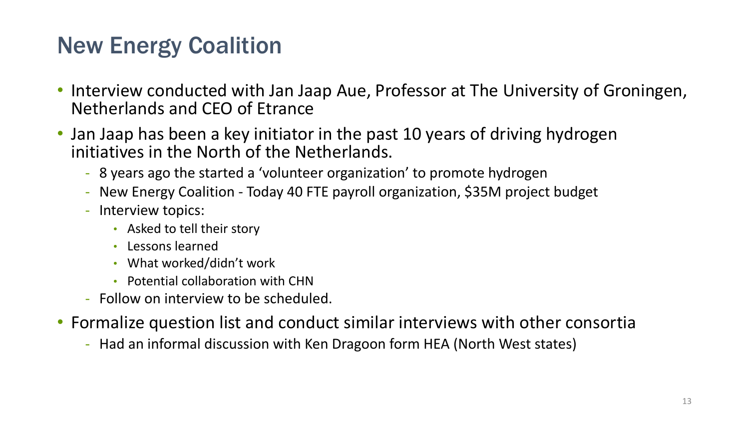# New Energy Coalition

- Interview conducted with Jan Jaap Aue, Professor at The University of Groningen, Netherlands and CEO of Etrance
- Jan Jaap has been a key initiator in the past 10 years of driving hydrogen initiatives in the North of the Netherlands.
  - 8 years ago the started a 'volunteer organization' to promote hydrogen
  - New Energy Coalition - Today 40 FTE payroll organization, $35M project budget
  - Interview topics:
    - Asked to tell their story
    - Lessons learned
    - What worked/didn't work
    - Potential collaboration with CHN
  - Follow on interview to be scheduled.
- Formalize question list and conduct similar interviews with other consortia
  - Had an informal discussion with Ken Dragoon form HEA (North West states)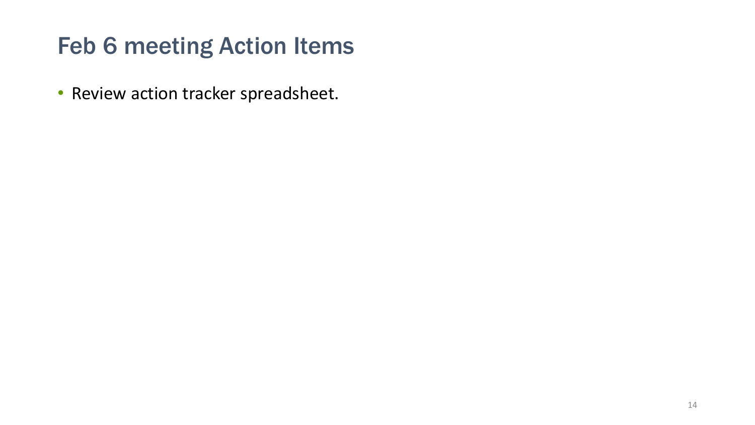# Feb 6 meeting Action Items

- Review action tracker spreadsheet.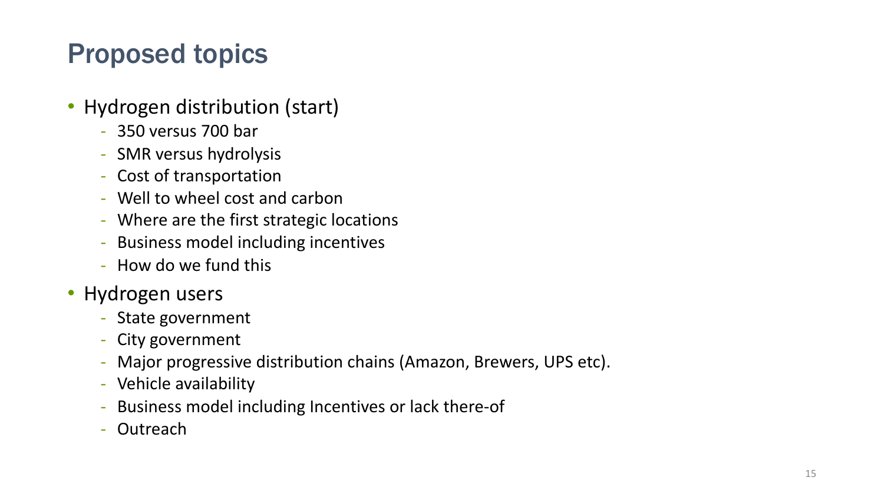# Proposed topics

- Hydrogen distribution (start)
  - 350 versus 700 bar
  - SMR versus hydrolysis
  - Cost of transportation
  - Well to wheel cost and carbon
  - Where are the first strategic locations
  - Business model including incentives
  - How do we fund this
- Hydrogen users
  - State government
  - City government
  - Major progressive distribution chains (Amazon, Brewers, UPS etc).
  - Vehicle availability
  - Business model including Incentives or lack there-of
  - Outreach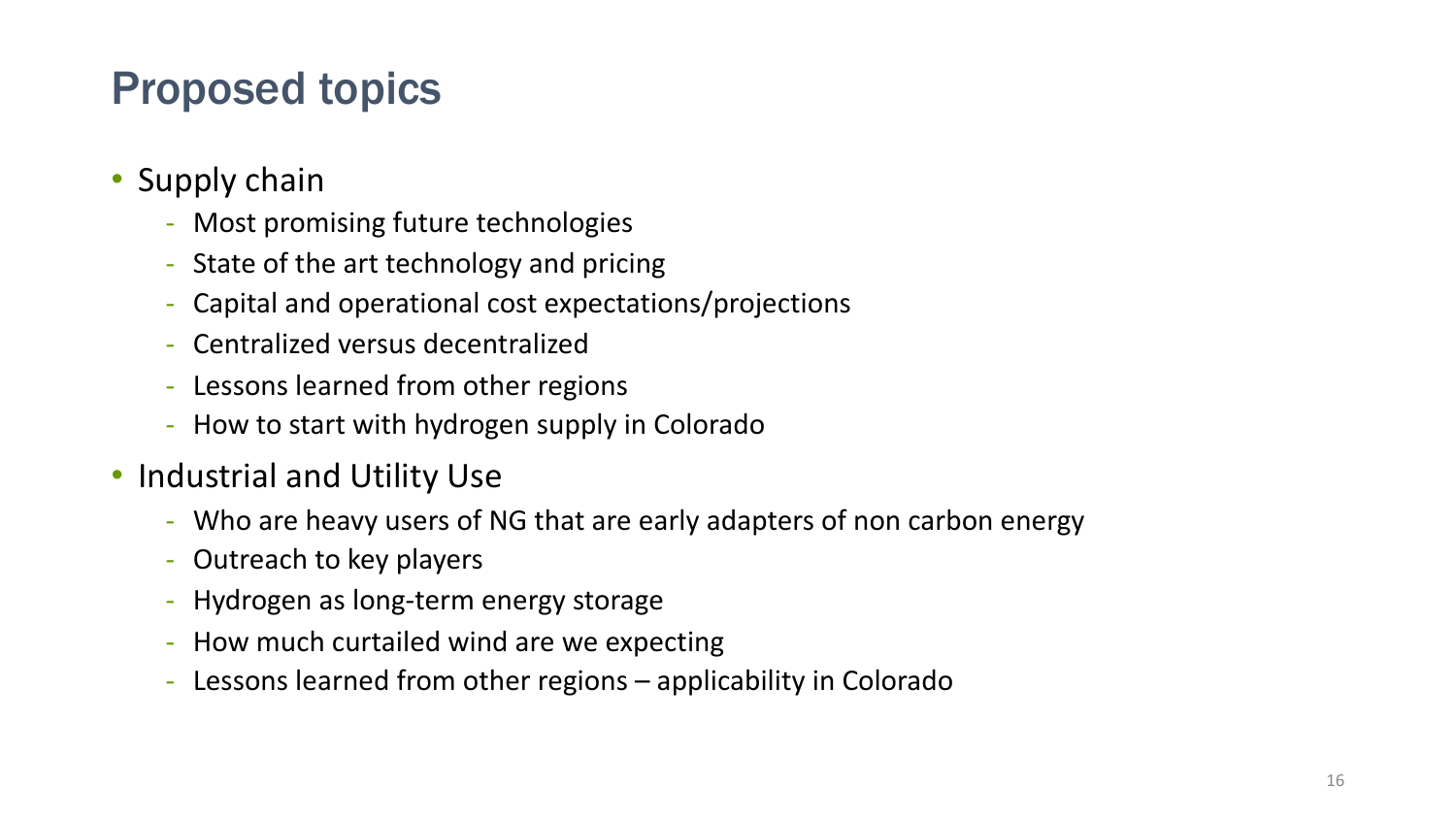# Proposed topics

- Supply chain
  - Most promising future technologies
  - State of the art technology and pricing
  - Capital and operational cost expectations/projections
  - Centralized versus decentralized
  - Lessons learned from other regions
  - How to start with hydrogen supply in Colorado
- Industrial and Utility Use
  - Who are heavy users of NG that are early adapters of non carbon energy
  - Outreach to key players
  - Hydrogen as long-term energy storage
  - How much curtailed wind are we expecting
  - Lessons learned from other regions – applicability in Colorado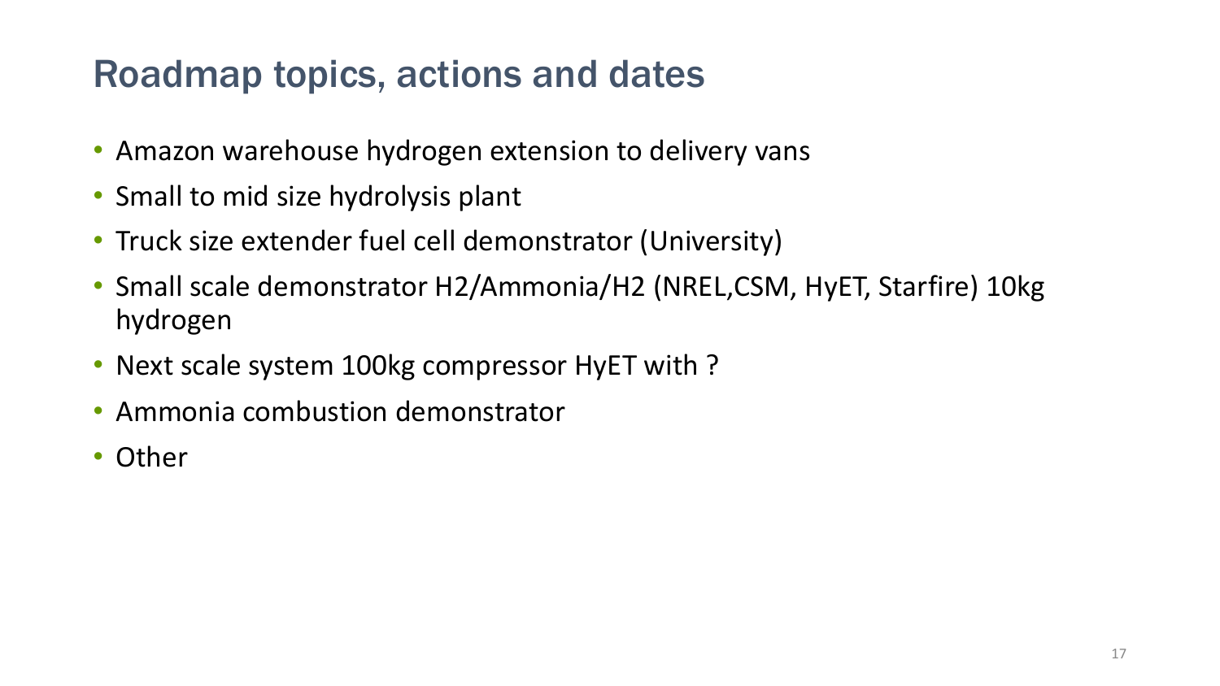# Roadmap topics, actions and dates

- Amazon warehouse hydrogen extension to delivery vans
- Small to mid size hydrolysis plant
- Truck size extender fuel cell demonstrator (University)
- Small scale demonstrator H2/Ammonia/H2 (NREL,CSM, HyET, Starfire) 10kg hydrogen
- Next scale system 100kg compressor HyET with ?
- Ammonia combustion demonstrator
- Other